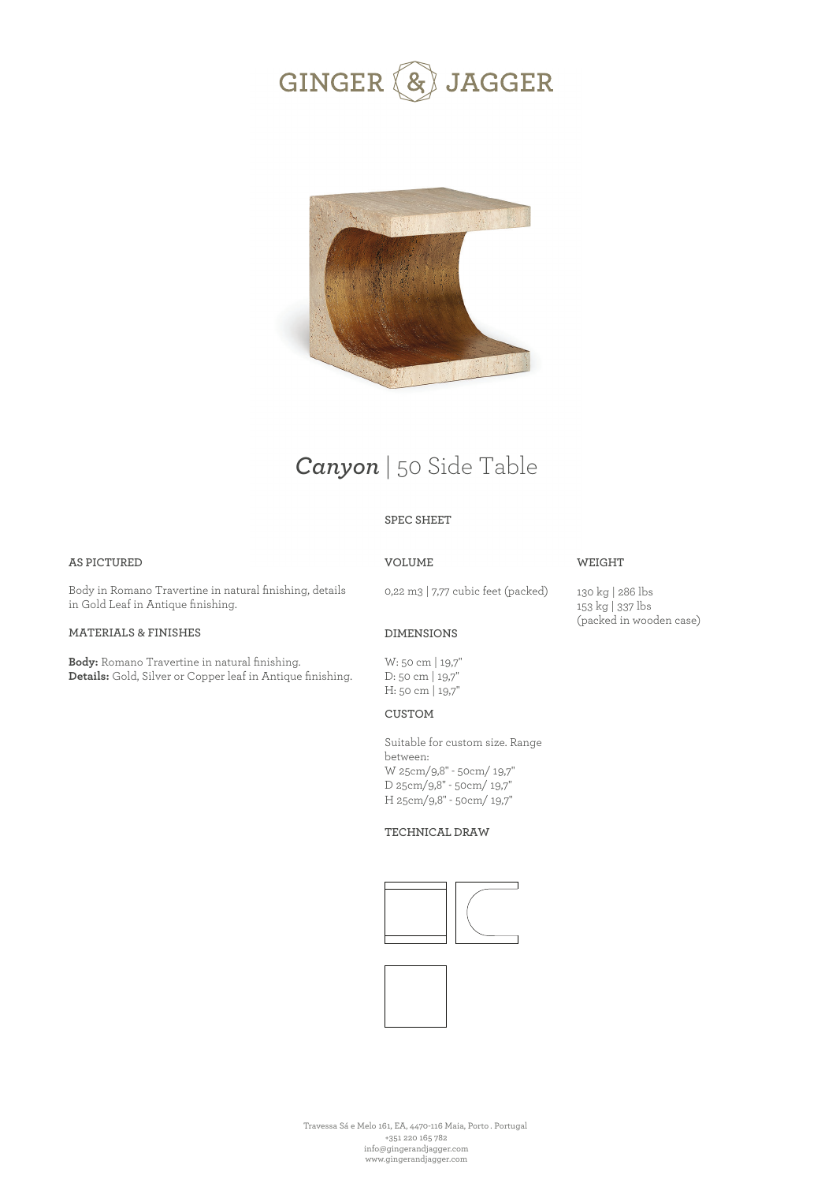# GINGER & JAGGER

## *Canyon* | 50 Side Table

SPEC SHEET

### AS PICTURED

Body in Romano Travertine in natural finishing, details in Gold Leaf in Antique finishing.

### MATERIALS & FINISHES

**Body:** Romano Travertine in natural finishing.
**Details:** Gold, Silver or Copper leaf in Antique finishing.

### VOLUME

0,22 m3 | 7,77 cubic feet (packed)

### DIMENSIONS

W: 50 cm | 19,7"
D: 50 cm | 19,7"
H: 50 cm | 19,7"

### CUSTOM

Suitable for custom size. Range between:
W 25cm/9,8" - 50cm/ 19,7"
D 25cm/9,8" - 50cm/ 19,7"
H 25cm/9,8" - 50cm/ 19,7"

### TECHNICAL DRAW

### WEIGHT

130 kg | 286 lbs
153 kg | 337 lbs
(packed in wooden case)

Travessa Sá e Melo 161, EA, 4470-116 Maia, Porto . Portugal
+351 220 165 782
info@gingerandjagger.com
www.gingerandjagger.com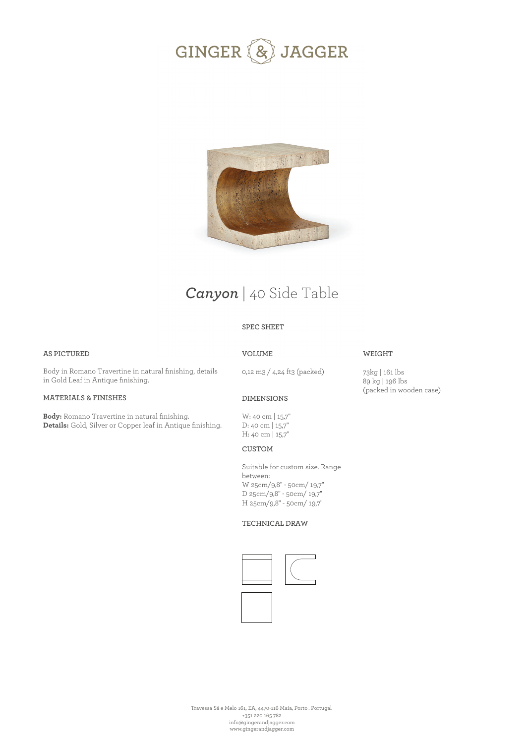# GINGER & JAGGER

## *Canyon* | 40 Side Table

### SPEC SHEET

### AS PICTURED

Body in Romano Travertine in natural finishing, details in Gold Leaf in Antique finishing.

### MATERIALS & FINISHES

**Body:** Romano Travertine in natural finishing.
**Details:** Gold, Silver or Copper leaf in Antique finishing.

### VOLUME

0,12 m3 / 4,24 ft3 (packed)

### DIMENSIONS

W: 40 cm | 15,7"
D: 40 cm | 15,7"
H: 40 cm | 15,7"

### CUSTOM

Suitable for custom size. Range between:
W 25cm/9,8" - 50cm/ 19,7"
D 25cm/9,8" - 50cm/ 19,7"
H 25cm/9,8" - 50cm/ 19,7"

### TECHNICAL DRAW

### WEIGHT

73kg | 161 lbs
89 kg | 196 lbs
(packed in wooden case)

Travessa Sá e Melo 161, EA, 4470-116 Maia, Porto . Portugal
+351 220 165 782
info@gingerandjagger.com
www.gingerandjagger.com